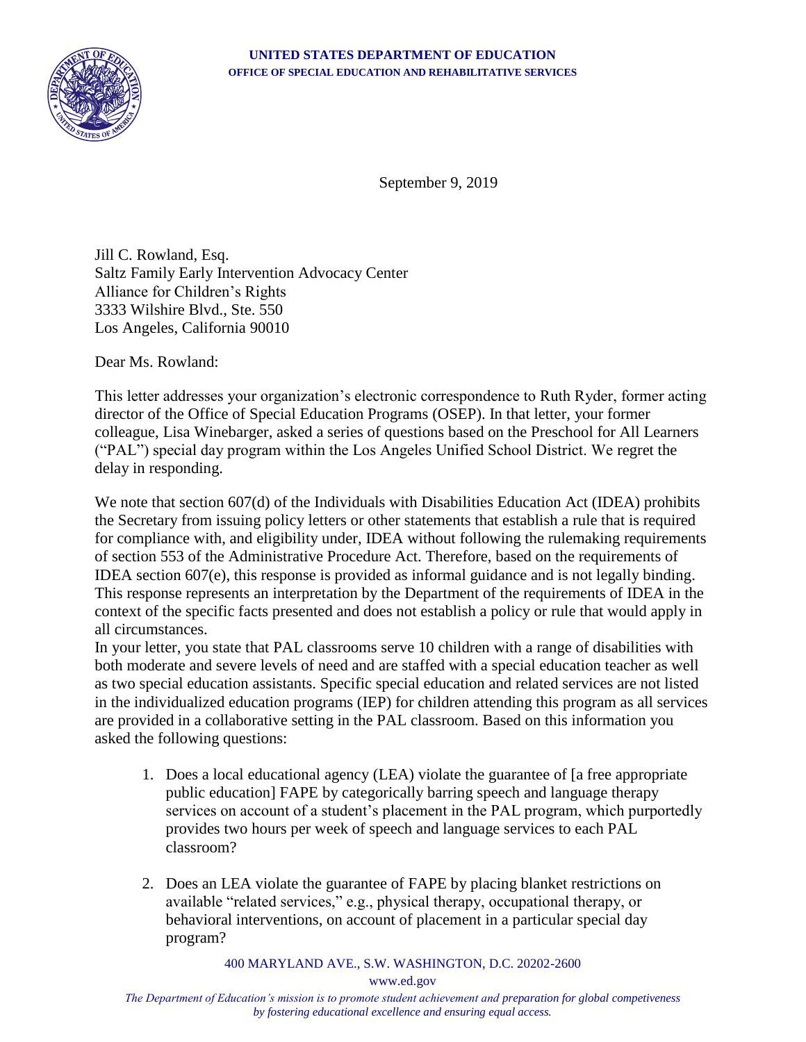**UNITED STATES DEPARTMENT OF EDUCATION**
**OFFICE OF SPECIAL EDUCATION AND REHABILITATIVE SERVICES**

September 9, 2019

Jill C. Rowland, Esq.
Saltz Family Early Intervention Advocacy Center
Alliance for Children's Rights
3333 Wilshire Blvd., Ste. 550
Los Angeles, California 90010

Dear Ms. Rowland:

This letter addresses your organization's electronic correspondence to Ruth Ryder, former acting director of the Office of Special Education Programs (OSEP). In that letter, your former colleague, Lisa Winebarger, asked a series of questions based on the Preschool for All Learners ("PAL") special day program within the Los Angeles Unified School District. We regret the delay in responding.

We note that section 607(d) of the Individuals with Disabilities Education Act (IDEA) prohibits the Secretary from issuing policy letters or other statements that establish a rule that is required for compliance with, and eligibility under, IDEA without following the rulemaking requirements of section 553 of the Administrative Procedure Act. Therefore, based on the requirements of IDEA section 607(e), this response is provided as informal guidance and is not legally binding. This response represents an interpretation by the Department of the requirements of IDEA in the context of the specific facts presented and does not establish a policy or rule that would apply in all circumstances.

In your letter, you state that PAL classrooms serve 10 children with a range of disabilities with both moderate and severe levels of need and are staffed with a special education teacher as well as two special education assistants. Specific special education and related services are not listed in the individualized education programs (IEP) for children attending this program as all services are provided in a collaborative setting in the PAL classroom. Based on this information you asked the following questions:

1. Does a local educational agency (LEA) violate the guarantee of [a free appropriate public education] FAPE by categorically barring speech and language therapy services on account of a student's placement in the PAL program, which purportedly provides two hours per week of speech and language services to each PAL classroom?

2. Does an LEA violate the guarantee of FAPE by placing blanket restrictions on available "related services," e.g., physical therapy, occupational therapy, or behavioral interventions, on account of placement in a particular special day program?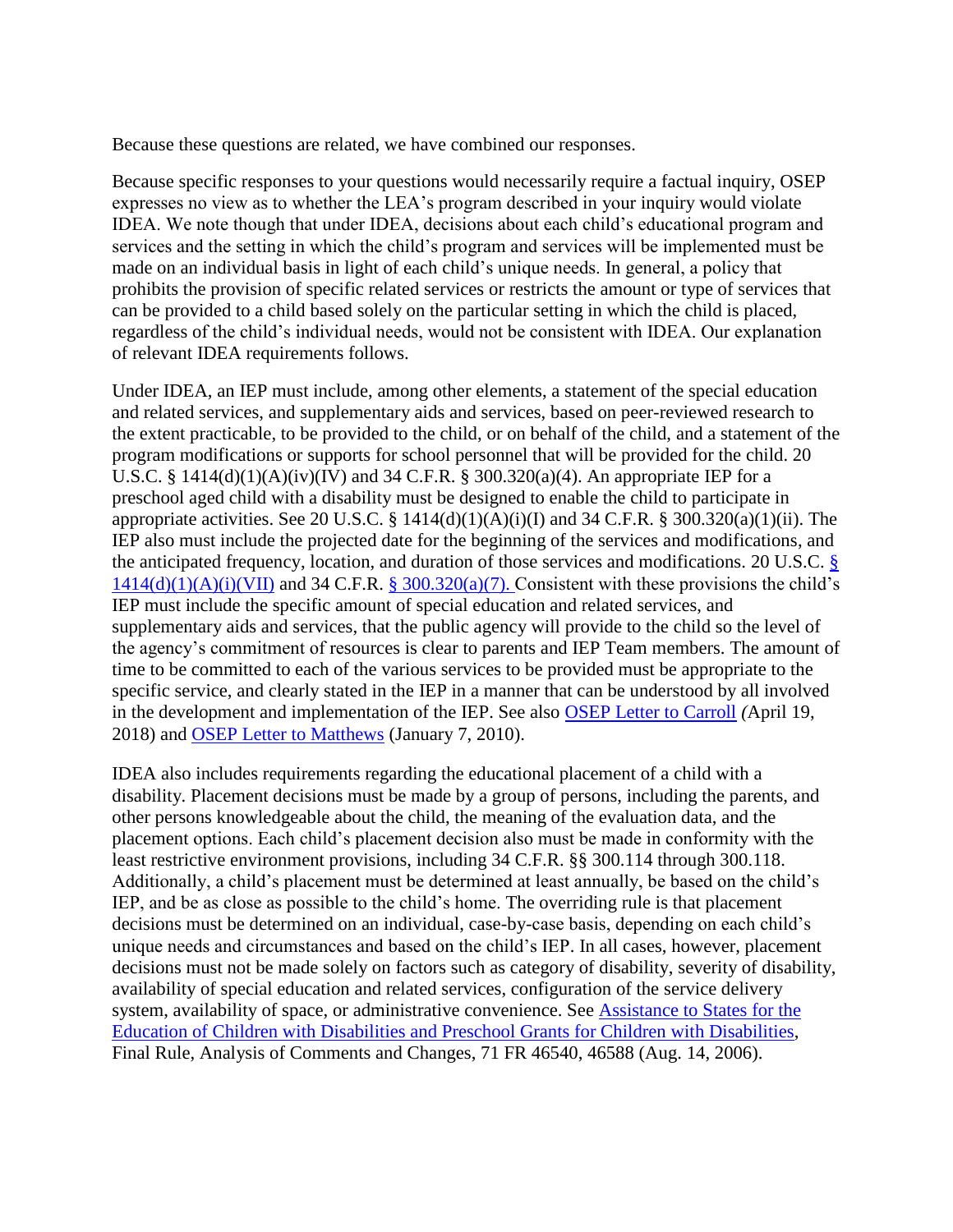Because these questions are related, we have combined our responses.

Because specific responses to your questions would necessarily require a factual inquiry, OSEP expresses no view as to whether the LEA's program described in your inquiry would violate IDEA. We note though that under IDEA, decisions about each child's educational program and services and the setting in which the child's program and services will be implemented must be made on an individual basis in light of each child's unique needs. In general, a policy that prohibits the provision of specific related services or restricts the amount or type of services that can be provided to a child based solely on the particular setting in which the child is placed, regardless of the child's individual needs, would not be consistent with IDEA. Our explanation of relevant IDEA requirements follows.

Under IDEA, an IEP must include, among other elements, a statement of the special education and related services, and supplementary aids and services, based on peer-reviewed research to the extent practicable, to be provided to the child, or on behalf of the child, and a statement of the program modifications or supports for school personnel that will be provided for the child. 20 U.S.C. § 1414(d)(1)(A)(iv)(IV) and 34 C.F.R. § 300.320(a)(4). An appropriate IEP for a preschool aged child with a disability must be designed to enable the child to participate in appropriate activities. See 20 U.S.C. § 1414(d)(1)(A)(i)(I) and 34 C.F.R. § 300.320(a)(1)(ii). The IEP also must include the projected date for the beginning of the services and modifications, and the anticipated frequency, location, and duration of those services and modifications. 20 U.S.C. [§ 1414(d)(1)(A)(i)(VII)] and 34 C.F.R. [§ 300.320(a)(7).] Consistent with these provisions the child's IEP must include the specific amount of special education and related services, and supplementary aids and services, that the public agency will provide to the child so the level of the agency's commitment of resources is clear to parents and IEP Team members. The amount of time to be committed to each of the various services to be provided must be appropriate to the specific service, and clearly stated in the IEP in a manner that can be understood by all involved in the development and implementation of the IEP. See also [OSEP Letter to Carroll] *(*April 19, 2018) and [OSEP Letter to Matthews] (January 7, 2010).

IDEA also includes requirements regarding the educational placement of a child with a disability. Placement decisions must be made by a group of persons, including the parents, and other persons knowledgeable about the child, the meaning of the evaluation data, and the placement options. Each child's placement decision also must be made in conformity with the least restrictive environment provisions, including 34 C.F.R. §§ 300.114 through 300.118. Additionally, a child's placement must be determined at least annually, be based on the child's IEP, and be as close as possible to the child's home. The overriding rule is that placement decisions must be determined on an individual, case-by-case basis, depending on each child's unique needs and circumstances and based on the child's IEP. In all cases, however, placement decisions must not be made solely on factors such as category of disability, severity of disability, availability of special education and related services, configuration of the service delivery system, availability of space, or administrative convenience. See [Assistance to States for the Education of Children with Disabilities and Preschool Grants for Children with Disabilities], Final Rule, Analysis of Comments and Changes, 71 FR 46540, 46588 (Aug. 14, 2006).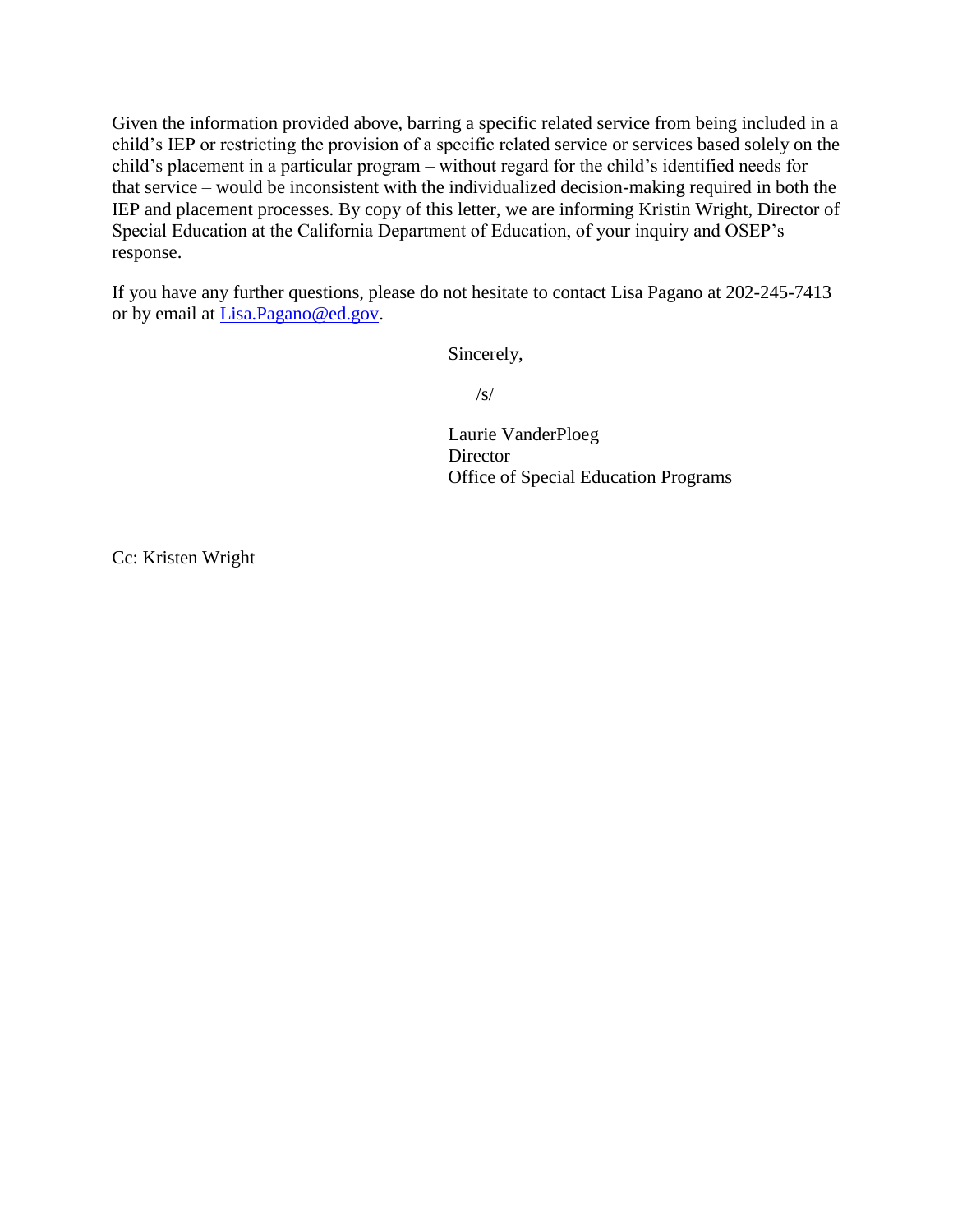Given the information provided above, barring a specific related service from being included in a child's IEP or restricting the provision of a specific related service or services based solely on the child's placement in a particular program – without regard for the child's identified needs for that service – would be inconsistent with the individualized decision-making required in both the IEP and placement processes. By copy of this letter, we are informing Kristin Wright, Director of Special Education at the California Department of Education, of your inquiry and OSEP's response.

If you have any further questions, please do not hesitate to contact Lisa Pagano at 202-245-7413 or by email at Lisa.Pagano@ed.gov.

Sincerely,

/s/

Laurie VanderPloeg
Director
Office of Special Education Programs

Cc: Kristen Wright